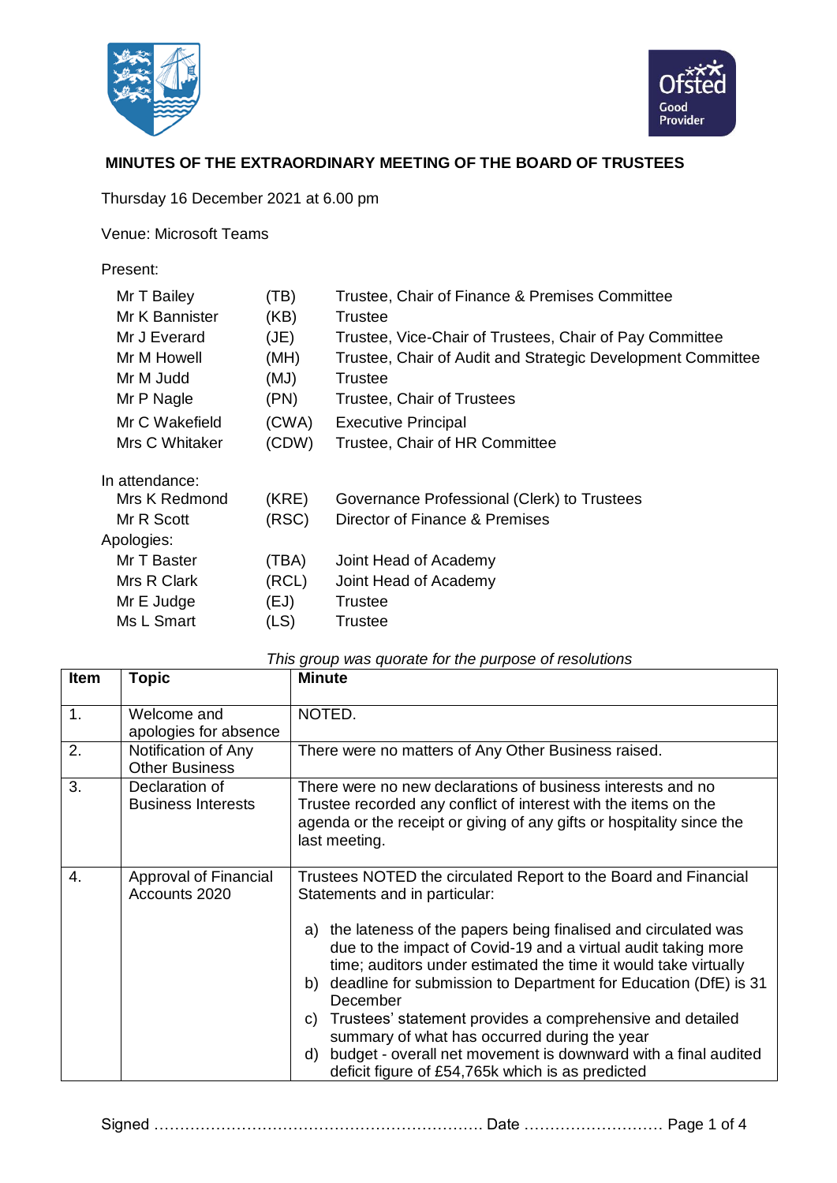# MINUTES OF THE EXTRAORDINARY MEETING OF THE BOARD OF TRUSTEES

Thursday 16 December 2021 at 6.00 pm

Venue: Microsoft Teams

Present:

| | | |
|---|---|---|
| Mr T Bailey | (TB) | Trustee, Chair of Finance & Premises Committee |
| Mr K Bannister | (KB) | Trustee |
| Mr J Everard | (JE) | Trustee, Vice-Chair of Trustees, Chair of Pay Committee |
| Mr M Howell | (MH) | Trustee, Chair of Audit and Strategic Development Committee |
| Mr M Judd | (MJ) | Trustee |
| Mr P Nagle | (PN) | Trustee, Chair of Trustees |
| Mr C Wakefield | (CWA) | Executive Principal |
| Mrs C Whitaker | (CDW) | Trustee, Chair of HR Committee |

In attendance:

| | | |
|---|---|---|
| Mrs K Redmond | (KRE) | Governance Professional (Clerk) to Trustees |
| Mr R Scott | (RSC) | Director of Finance & Premises |

Apologies:

| | | |
|---|---|---|
| Mr T Baster | (TBA) | Joint Head of Academy |
| Mrs R Clark | (RCL) | Joint Head of Academy |
| Mr E Judge | (EJ) | Trustee |
| Ms L Smart | (LS) | Trustee |

*This group was quorate for the purpose of resolutions*

| Item | Topic | Minute |
|---|---|---|
| 1. | Welcome and apologies for absence | NOTED. |
| 2. | Notification of Any Other Business | There were no matters of Any Other Business raised. |
| 3. | Declaration of Business Interests | There were no new declarations of business interests and no Trustee recorded any conflict of interest with the items on the agenda or the receipt or giving of any gifts or hospitality since the last meeting. |
| 4. | Approval of Financial Accounts 2020 | Trustees NOTED the circulated Report to the Board and Financial Statements and in particular:<br><br>a) the lateness of the papers being finalised and circulated was due to the impact of Covid-19 and a virtual audit taking more time; auditors under estimated the time it would take virtually<br>b) deadline for submission to Department for Education (DfE) is 31 December<br>c) Trustees' statement provides a comprehensive and detailed summary of what has occurred during the year<br>d) budget - overall net movement is downward with a final audited deficit figure of £54,765k which is as predicted |

Signed ……………………………………………………… Date ………………………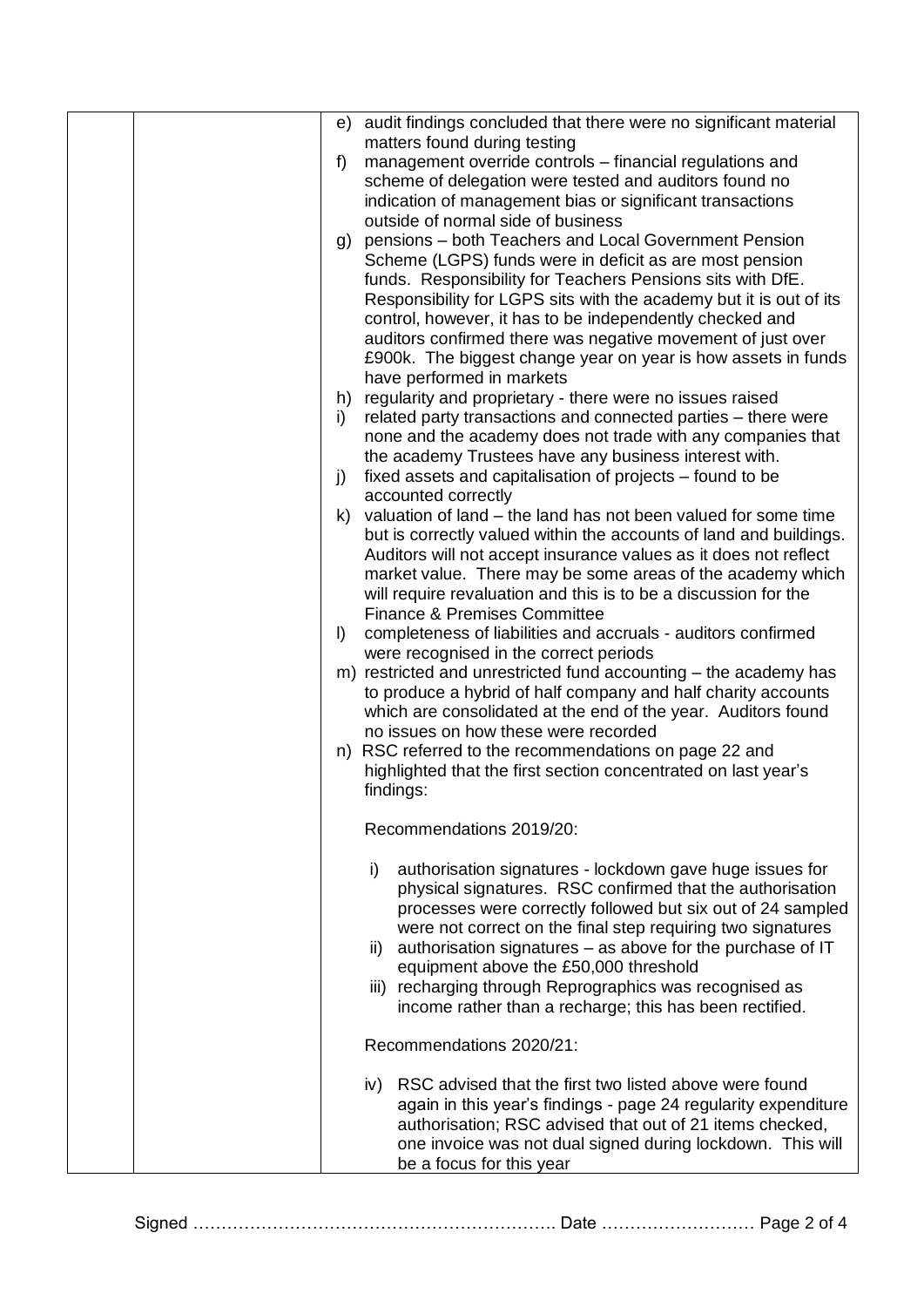e) audit findings concluded that there were no significant material matters found during testing
f) management override controls – financial regulations and scheme of delegation were tested and auditors found no indication of management bias or significant transactions outside of normal side of business
g) pensions – both Teachers and Local Government Pension Scheme (LGPS) funds were in deficit as are most pension funds. Responsibility for Teachers Pensions sits with DfE. Responsibility for LGPS sits with the academy but it is out of its control, however, it has to be independently checked and auditors confirmed there was negative movement of just over £900k. The biggest change year on year is how assets in funds have performed in markets
h) regularity and proprietary - there were no issues raised
i) related party transactions and connected parties – there were none and the academy does not trade with any companies that the academy Trustees have any business interest with.
j) fixed assets and capitalisation of projects – found to be accounted correctly
k) valuation of land – the land has not been valued for some time but is correctly valued within the accounts of land and buildings. Auditors will not accept insurance values as it does not reflect market value. There may be some areas of the academy which will require revaluation and this is to be a discussion for the Finance & Premises Committee
l) completeness of liabilities and accruals - auditors confirmed were recognised in the correct periods
m) restricted and unrestricted fund accounting – the academy has to produce a hybrid of half company and half charity accounts which are consolidated at the end of the year. Auditors found no issues on how these were recorded
n) RSC referred to the recommendations on page 22 and highlighted that the first section concentrated on last year's findings:

   Recommendations 2019/20:

   i) authorisation signatures - lockdown gave huge issues for physical signatures. RSC confirmed that the authorisation processes were correctly followed but six out of 24 sampled were not correct on the final step requiring two signatures
   ii) authorisation signatures – as above for the purchase of IT equipment above the £50,000 threshold
   iii) recharging through Reprographics was recognised as income rather than a recharge; this has been rectified.

   Recommendations 2020/21:

   iv) RSC advised that the first two listed above were found again in this year's findings - page 24 regularity expenditure authorisation; RSC advised that out of 21 items checked, one invoice was not dual signed during lockdown. This will be a focus for this year

Signed ………………………………………………………. Date ………………………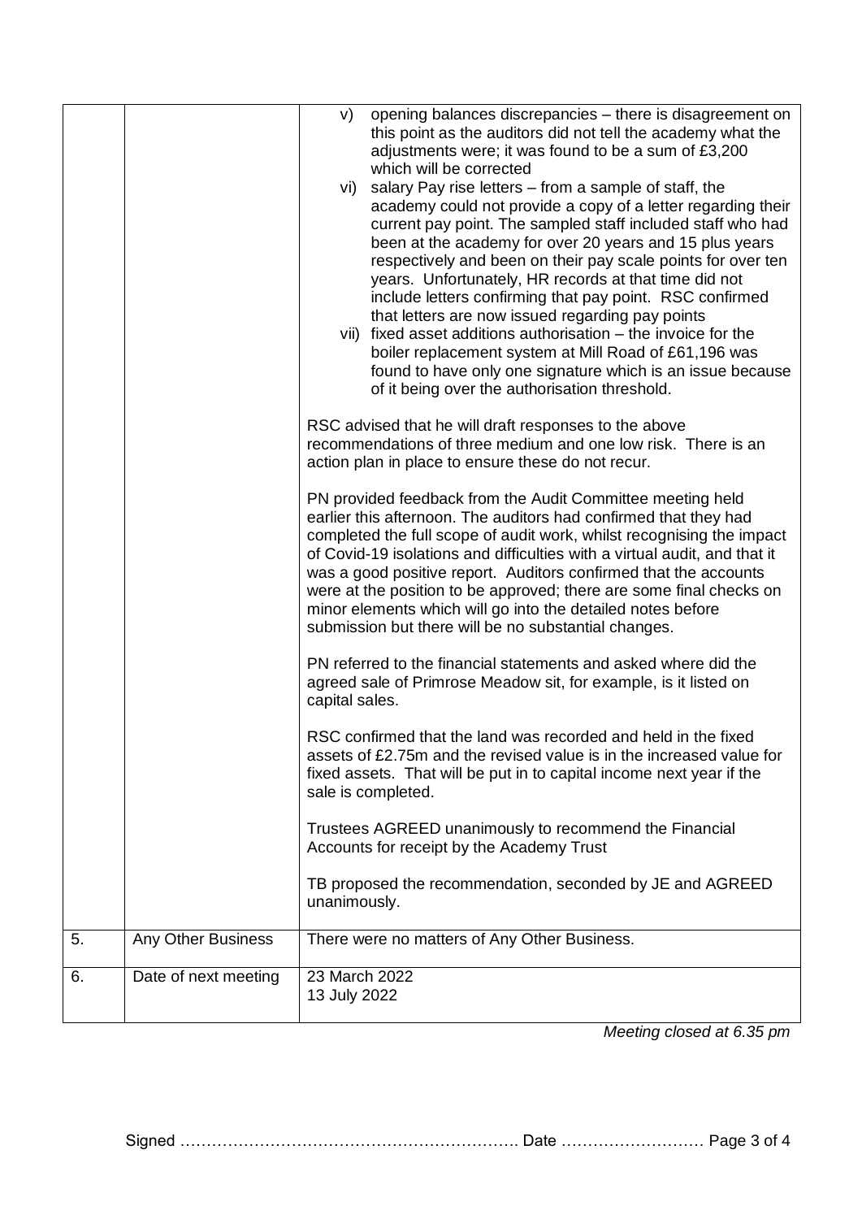| | | |
|---|---|---|
| | | v) opening balances discrepancies – there is disagreement on this point as the auditors did not tell the academy what the adjustments were; it was found to be a sum of £3,200 which will be corrected<br>vi) salary Pay rise letters – from a sample of staff, the academy could not provide a copy of a letter regarding their current pay point. The sampled staff included staff who had been at the academy for over 20 years and 15 plus years respectively and been on their pay scale points for over ten years. Unfortunately, HR records at that time did not include letters confirming that pay point. RSC confirmed that letters are now issued regarding pay points<br>vii) fixed asset additions authorisation – the invoice for the boiler replacement system at Mill Road of £61,196 was found to have only one signature which is an issue because of it being over the authorisation threshold.<br><br>RSC advised that he will draft responses to the above recommendations of three medium and one low risk. There is an action plan in place to ensure these do not recur.<br><br>PN provided feedback from the Audit Committee meeting held earlier this afternoon. The auditors had confirmed that they had completed the full scope of audit work, whilst recognising the impact of Covid-19 isolations and difficulties with a virtual audit, and that it was a good positive report. Auditors confirmed that the accounts were at the position to be approved; there are some final checks on minor elements which will go into the detailed notes before submission but there will be no substantial changes.<br><br>PN referred to the financial statements and asked where did the agreed sale of Primrose Meadow sit, for example, is it listed on capital sales.<br><br>RSC confirmed that the land was recorded and held in the fixed assets of £2.75m and the revised value is in the increased value for fixed assets. That will be put in to capital income next year if the sale is completed.<br><br>Trustees AGREED unanimously to recommend the Financial Accounts for receipt by the Academy Trust<br><br>TB proposed the recommendation, seconded by JE and AGREED unanimously. |
| 5. | Any Other Business | There were no matters of Any Other Business. |
| 6. | Date of next meeting | 23 March 2022<br>13 July 2022 |

*Meeting closed at 6.35 pm*

Signed ………………………………………………………. Date ………………………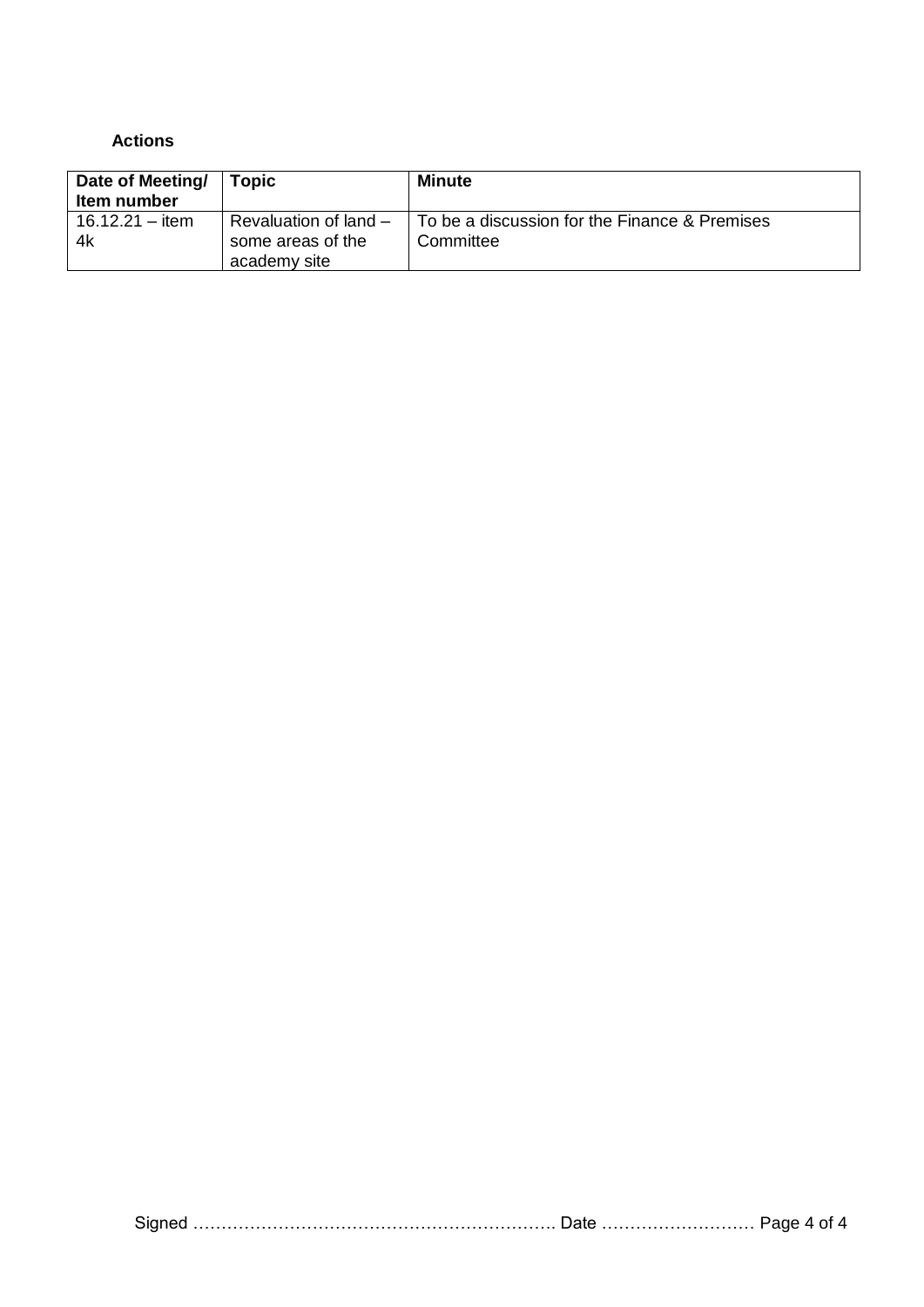**Actions**

| Date of Meeting/ Item number | Topic | Minute |
|---|---|---|
| 16.12.21 – item 4k | Revaluation of land – some areas of the academy site | To be a discussion for the Finance & Premises Committee |

Signed ………………………………………………………. Date ………………………